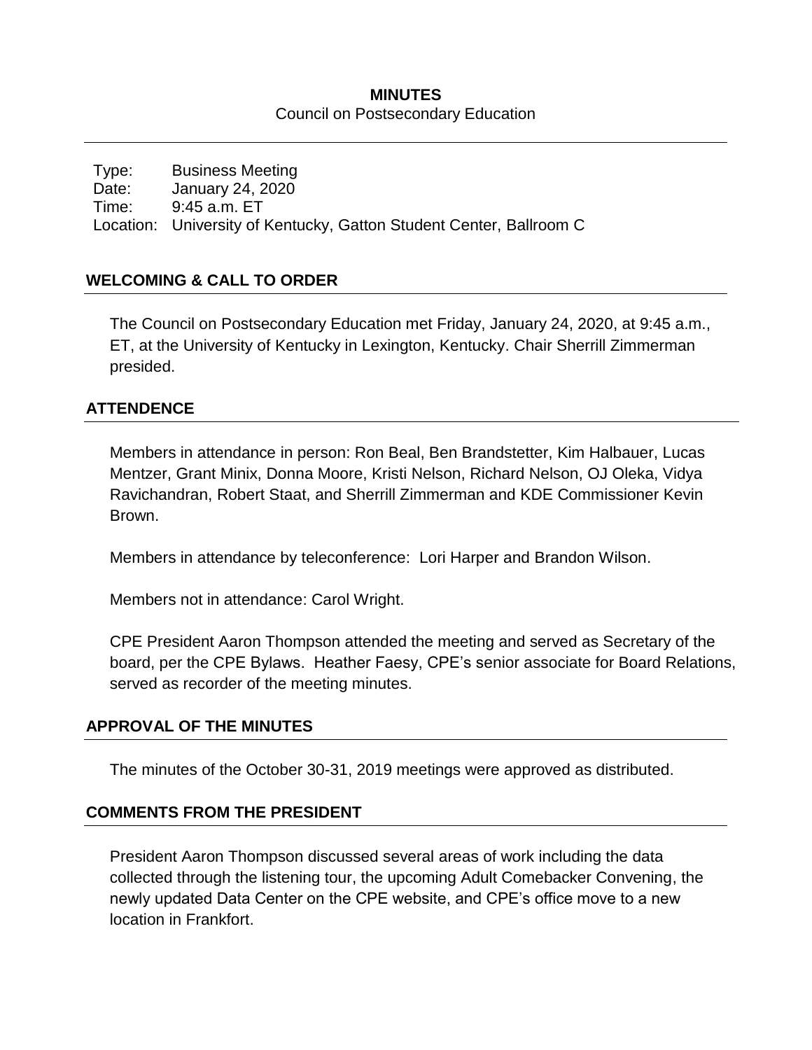# MINUTES

Council on Postsecondary Education

Type: Business Meeting
Date: January 24, 2020
Time: 9:45 a.m. ET
Location: University of Kentucky, Gatton Student Center, Ballroom C

## WELCOMING & CALL TO ORDER

The Council on Postsecondary Education met Friday, January 24, 2020, at 9:45 a.m., ET, at the University of Kentucky in Lexington, Kentucky. Chair Sherrill Zimmerman presided.

## ATTENDENCE

Members in attendance in person: Ron Beal, Ben Brandstetter, Kim Halbauer, Lucas Mentzer, Grant Minix, Donna Moore, Kristi Nelson, Richard Nelson, OJ Oleka, Vidya Ravichandran, Robert Staat, and Sherrill Zimmerman and KDE Commissioner Kevin Brown.

Members in attendance by teleconference: Lori Harper and Brandon Wilson.

Members not in attendance: Carol Wright.

CPE President Aaron Thompson attended the meeting and served as Secretary of the board, per the CPE Bylaws. Heather Faesy, CPE's senior associate for Board Relations, served as recorder of the meeting minutes.

## APPROVAL OF THE MINUTES

The minutes of the October 30-31, 2019 meetings were approved as distributed.

## COMMENTS FROM THE PRESIDENT

President Aaron Thompson discussed several areas of work including the data collected through the listening tour, the upcoming Adult Comebacker Convening, the newly updated Data Center on the CPE website, and CPE's office move to a new location in Frankfort.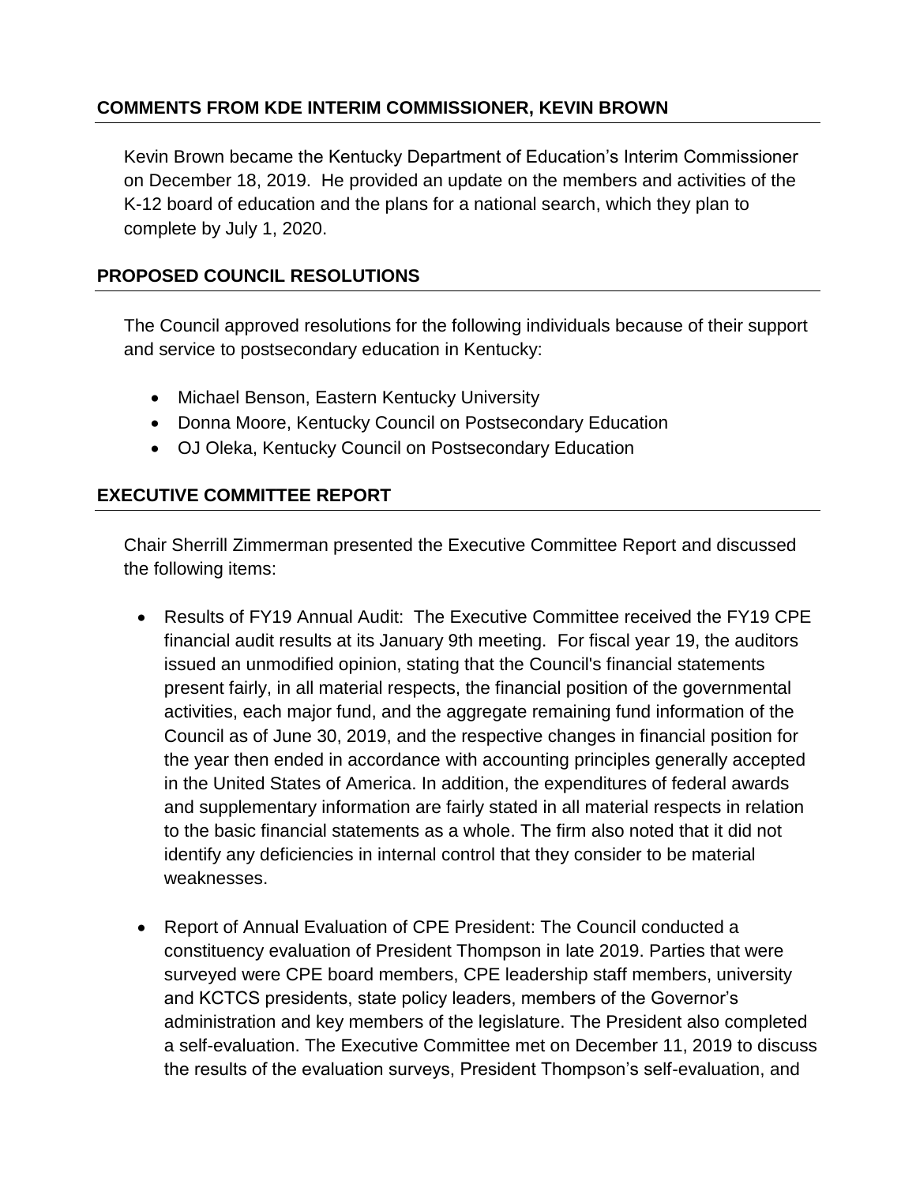## COMMENTS FROM KDE INTERIM COMMISSIONER, KEVIN BROWN

Kevin Brown became the Kentucky Department of Education's Interim Commissioner on December 18, 2019. He provided an update on the members and activities of the K-12 board of education and the plans for a national search, which they plan to complete by July 1, 2020.

## PROPOSED COUNCIL RESOLUTIONS

The Council approved resolutions for the following individuals because of their support and service to postsecondary education in Kentucky:

- Michael Benson, Eastern Kentucky University
- Donna Moore, Kentucky Council on Postsecondary Education
- OJ Oleka, Kentucky Council on Postsecondary Education

## EXECUTIVE COMMITTEE REPORT

Chair Sherrill Zimmerman presented the Executive Committee Report and discussed the following items:

- Results of FY19 Annual Audit: The Executive Committee received the FY19 CPE financial audit results at its January 9th meeting. For fiscal year 19, the auditors issued an unmodified opinion, stating that the Council's financial statements present fairly, in all material respects, the financial position of the governmental activities, each major fund, and the aggregate remaining fund information of the Council as of June 30, 2019, and the respective changes in financial position for the year then ended in accordance with accounting principles generally accepted in the United States of America. In addition, the expenditures of federal awards and supplementary information are fairly stated in all material respects in relation to the basic financial statements as a whole. The firm also noted that it did not identify any deficiencies in internal control that they consider to be material weaknesses.

- Report of Annual Evaluation of CPE President: The Council conducted a constituency evaluation of President Thompson in late 2019. Parties that were surveyed were CPE board members, CPE leadership staff members, university and KCTCS presidents, state policy leaders, members of the Governor's administration and key members of the legislature. The President also completed a self-evaluation. The Executive Committee met on December 11, 2019 to discuss the results of the evaluation surveys, President Thompson's self-evaluation, and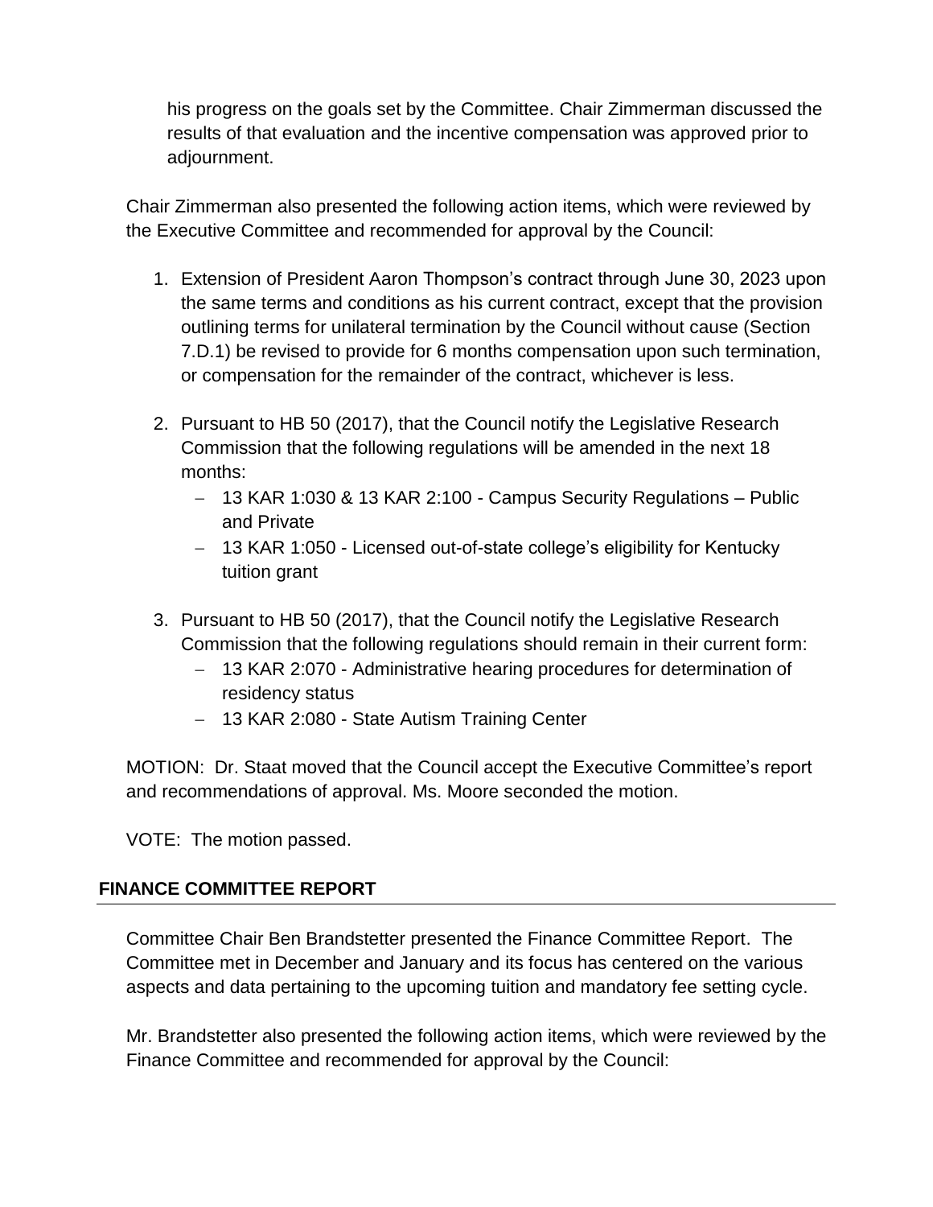his progress on the goals set by the Committee. Chair Zimmerman discussed the results of that evaluation and the incentive compensation was approved prior to adjournment.

Chair Zimmerman also presented the following action items, which were reviewed by the Executive Committee and recommended for approval by the Council:

1. Extension of President Aaron Thompson's contract through June 30, 2023 upon the same terms and conditions as his current contract, except that the provision outlining terms for unilateral termination by the Council without cause (Section 7.D.1) be revised to provide for 6 months compensation upon such termination, or compensation for the remainder of the contract, whichever is less.

2. Pursuant to HB 50 (2017), that the Council notify the Legislative Research Commission that the following regulations will be amended in the next 18 months:
   - 13 KAR 1:030 & 13 KAR 2:100 - Campus Security Regulations – Public and Private
   - 13 KAR 1:050 - Licensed out-of-state college's eligibility for Kentucky tuition grant

3. Pursuant to HB 50 (2017), that the Council notify the Legislative Research Commission that the following regulations should remain in their current form:
   - 13 KAR 2:070 - Administrative hearing procedures for determination of residency status
   - 13 KAR 2:080 - State Autism Training Center

MOTION: Dr. Staat moved that the Council accept the Executive Committee's report and recommendations of approval. Ms. Moore seconded the motion.

VOTE: The motion passed.

## FINANCE COMMITTEE REPORT

Committee Chair Ben Brandstetter presented the Finance Committee Report. The Committee met in December and January and its focus has centered on the various aspects and data pertaining to the upcoming tuition and mandatory fee setting cycle.

Mr. Brandstetter also presented the following action items, which were reviewed by the Finance Committee and recommended for approval by the Council: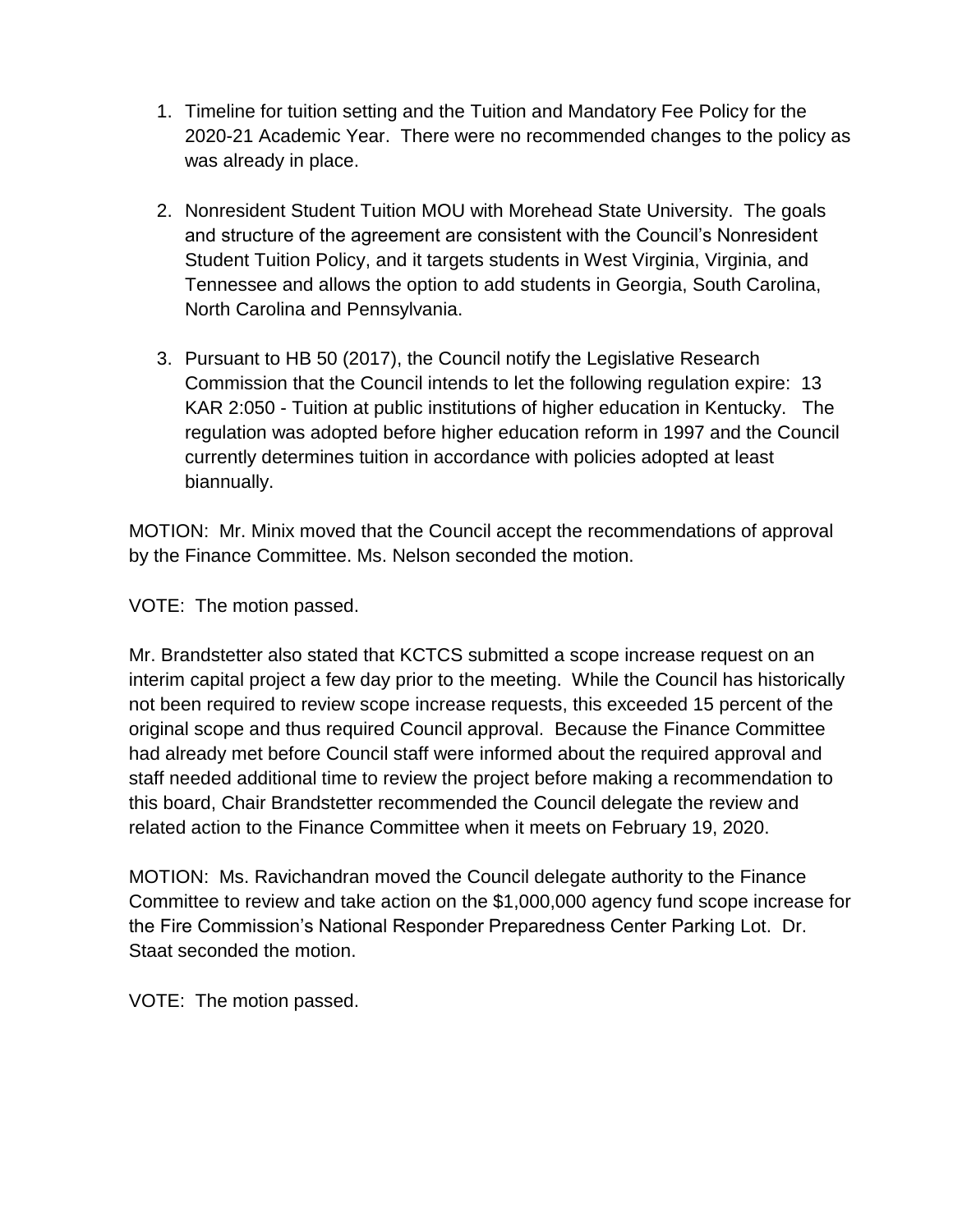1. Timeline for tuition setting and the Tuition and Mandatory Fee Policy for the 2020-21 Academic Year. There were no recommended changes to the policy as was already in place.

2. Nonresident Student Tuition MOU with Morehead State University. The goals and structure of the agreement are consistent with the Council's Nonresident Student Tuition Policy, and it targets students in West Virginia, Virginia, and Tennessee and allows the option to add students in Georgia, South Carolina, North Carolina and Pennsylvania.

3. Pursuant to HB 50 (2017), the Council notify the Legislative Research Commission that the Council intends to let the following regulation expire: 13 KAR 2:050 - Tuition at public institutions of higher education in Kentucky. The regulation was adopted before higher education reform in 1997 and the Council currently determines tuition in accordance with policies adopted at least biannually.

MOTION: Mr. Minix moved that the Council accept the recommendations of approval by the Finance Committee. Ms. Nelson seconded the motion.

VOTE: The motion passed.

Mr. Brandstetter also stated that KCTCS submitted a scope increase request on an interim capital project a few day prior to the meeting. While the Council has historically not been required to review scope increase requests, this exceeded 15 percent of the original scope and thus required Council approval. Because the Finance Committee had already met before Council staff were informed about the required approval and staff needed additional time to review the project before making a recommendation to this board, Chair Brandstetter recommended the Council delegate the review and related action to the Finance Committee when it meets on February 19, 2020.

MOTION: Ms. Ravichandran moved the Council delegate authority to the Finance Committee to review and take action on the $1,000,000 agency fund scope increase for the Fire Commission's National Responder Preparedness Center Parking Lot. Dr. Staat seconded the motion.

VOTE: The motion passed.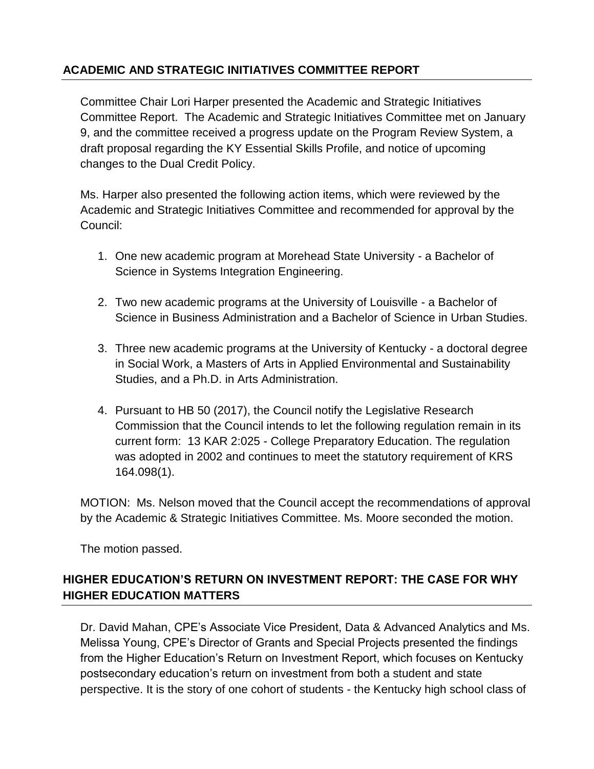## ACADEMIC AND STRATEGIC INITIATIVES COMMITTEE REPORT

Committee Chair Lori Harper presented the Academic and Strategic Initiatives Committee Report. The Academic and Strategic Initiatives Committee met on January 9, and the committee received a progress update on the Program Review System, a draft proposal regarding the KY Essential Skills Profile, and notice of upcoming changes to the Dual Credit Policy.

Ms. Harper also presented the following action items, which were reviewed by the Academic and Strategic Initiatives Committee and recommended for approval by the Council:

1. One new academic program at Morehead State University - a Bachelor of Science in Systems Integration Engineering.
2. Two new academic programs at the University of Louisville - a Bachelor of Science in Business Administration and a Bachelor of Science in Urban Studies.
3. Three new academic programs at the University of Kentucky - a doctoral degree in Social Work, a Masters of Arts in Applied Environmental and Sustainability Studies, and a Ph.D. in Arts Administration.
4. Pursuant to HB 50 (2017), the Council notify the Legislative Research Commission that the Council intends to let the following regulation remain in its current form: 13 KAR 2:025 - College Preparatory Education. The regulation was adopted in 2002 and continues to meet the statutory requirement of KRS 164.098(1).

MOTION: Ms. Nelson moved that the Council accept the recommendations of approval by the Academic & Strategic Initiatives Committee. Ms. Moore seconded the motion.

The motion passed.

## HIGHER EDUCATION'S RETURN ON INVESTMENT REPORT: THE CASE FOR WHY HIGHER EDUCATION MATTERS

Dr. David Mahan, CPE's Associate Vice President, Data & Advanced Analytics and Ms. Melissa Young, CPE's Director of Grants and Special Projects presented the findings from the Higher Education's Return on Investment Report, which focuses on Kentucky postsecondary education's return on investment from both a student and state perspective. It is the story of one cohort of students - the Kentucky high school class of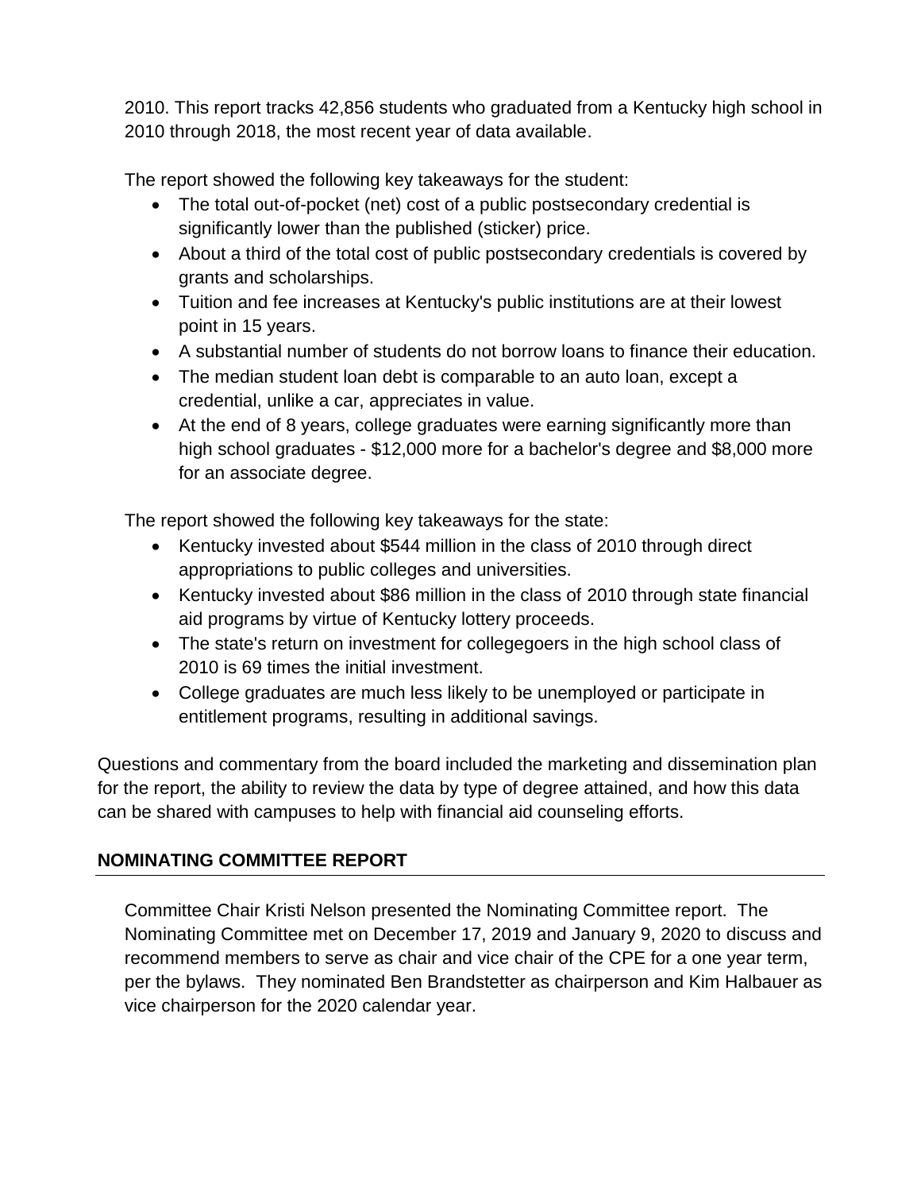2010. This report tracks 42,856 students who graduated from a Kentucky high school in 2010 through 2018, the most recent year of data available.

The report showed the following key takeaways for the student:

- The total out-of-pocket (net) cost of a public postsecondary credential is significantly lower than the published (sticker) price.
- About a third of the total cost of public postsecondary credentials is covered by grants and scholarships.
- Tuition and fee increases at Kentucky's public institutions are at their lowest point in 15 years.
- A substantial number of students do not borrow loans to finance their education.
- The median student loan debt is comparable to an auto loan, except a credential, unlike a car, appreciates in value.
- At the end of 8 years, college graduates were earning significantly more than high school graduates - $12,000 more for a bachelor's degree and $8,000 more for an associate degree.

The report showed the following key takeaways for the state:

- Kentucky invested about $544 million in the class of 2010 through direct appropriations to public colleges and universities.
- Kentucky invested about $86 million in the class of 2010 through state financial aid programs by virtue of Kentucky lottery proceeds.
- The state's return on investment for collegegoers in the high school class of 2010 is 69 times the initial investment.
- College graduates are much less likely to be unemployed or participate in entitlement programs, resulting in additional savings.

Questions and commentary from the board included the marketing and dissemination plan for the report, the ability to review the data by type of degree attained, and how this data can be shared with campuses to help with financial aid counseling efforts.

## NOMINATING COMMITTEE REPORT

Committee Chair Kristi Nelson presented the Nominating Committee report. The Nominating Committee met on December 17, 2019 and January 9, 2020 to discuss and recommend members to serve as chair and vice chair of the CPE for a one year term, per the bylaws. They nominated Ben Brandstetter as chairperson and Kim Halbauer as vice chairperson for the 2020 calendar year.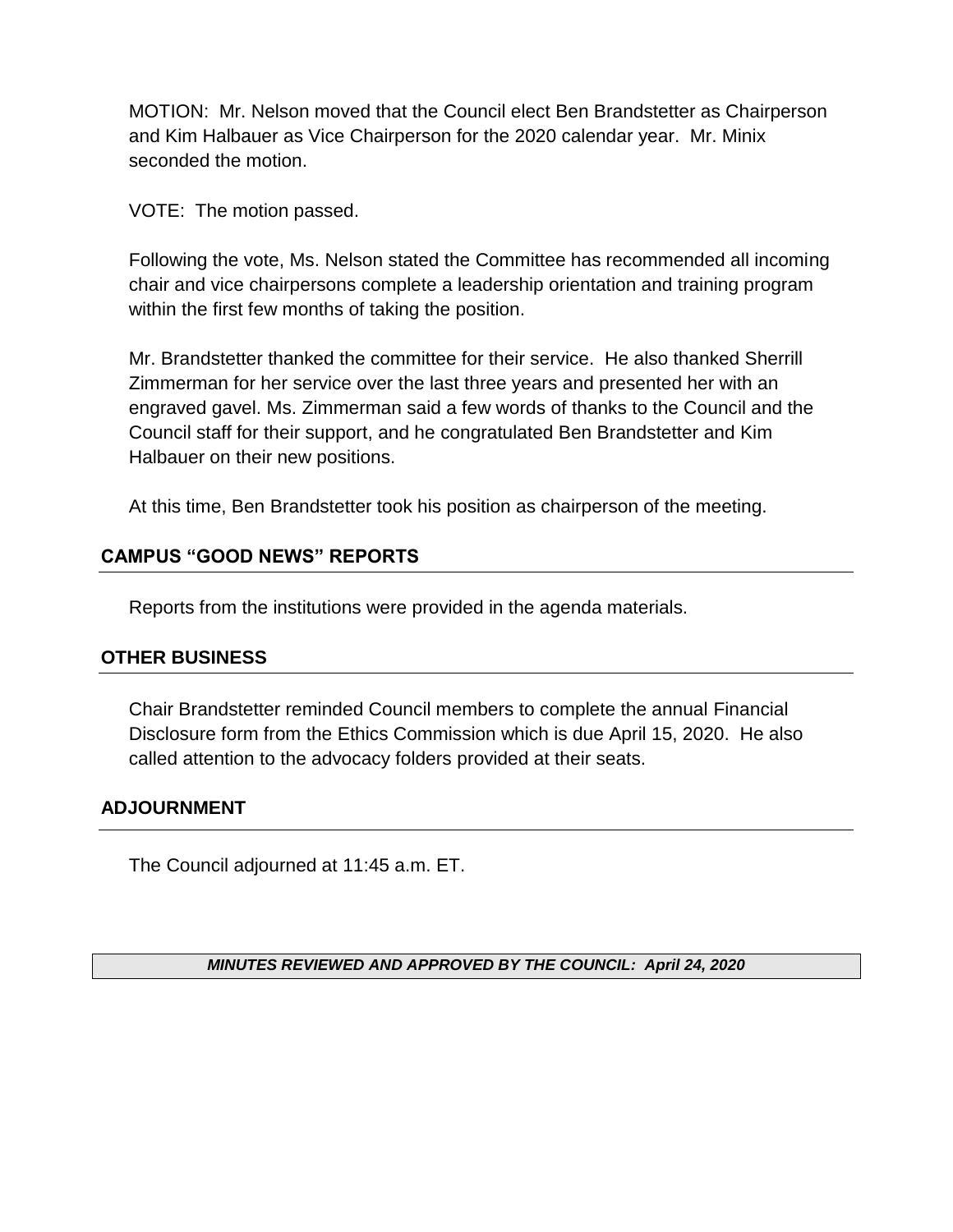MOTION: Mr. Nelson moved that the Council elect Ben Brandstetter as Chairperson and Kim Halbauer as Vice Chairperson for the 2020 calendar year. Mr. Minix seconded the motion.

VOTE: The motion passed.

Following the vote, Ms. Nelson stated the Committee has recommended all incoming chair and vice chairpersons complete a leadership orientation and training program within the first few months of taking the position.

Mr. Brandstetter thanked the committee for their service. He also thanked Sherrill Zimmerman for her service over the last three years and presented her with an engraved gavel. Ms. Zimmerman said a few words of thanks to the Council and the Council staff for their support, and he congratulated Ben Brandstetter and Kim Halbauer on their new positions.

At this time, Ben Brandstetter took his position as chairperson of the meeting.

## CAMPUS "GOOD NEWS" REPORTS

Reports from the institutions were provided in the agenda materials.

## OTHER BUSINESS

Chair Brandstetter reminded Council members to complete the annual Financial Disclosure form from the Ethics Commission which is due April 15, 2020. He also called attention to the advocacy folders provided at their seats.

## ADJOURNMENT

The Council adjourned at 11:45 a.m. ET.

***MINUTES REVIEWED AND APPROVED BY THE COUNCIL: April 24, 2020***